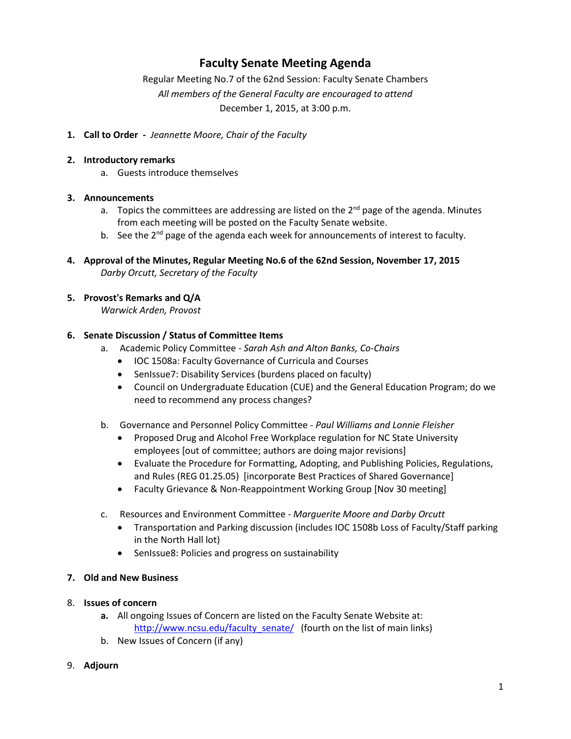# Faculty Senate Meeting Agenda

Regular Meeting No.7 of the 62nd Session: Faculty Senate Chambers

*All members of the General Faculty are encouraged to attend*

December 1, 2015, at 3:00 p.m.

1. **Call to Order -** *Jeannette Moore, Chair of the Faculty*

2. **Introductory remarks**
   a. Guests introduce themselves

3. **Announcements**
   a. Topics the committees are addressing are listed on the 2nd page of the agenda. Minutes from each meeting will be posted on the Faculty Senate website.
   b. See the 2nd page of the agenda each week for announcements of interest to faculty.

4. **Approval of the Minutes, Regular Meeting No.6 of the 62nd Session, November 17, 2015**
   *Darby Orcutt, Secretary of the Faculty*

5. **Provost's Remarks and Q/A**
   *Warwick Arden, Provost*

6. **Senate Discussion / Status of Committee Items**
   a. Academic Policy Committee - *Sarah Ash and Alton Banks, Co-Chairs*
      - IOC 1508a: Faculty Governance of Curricula and Courses
      - SenIssue7: Disability Services (burdens placed on faculty)
      - Council on Undergraduate Education (CUE) and the General Education Program; do we need to recommend any process changes?

   b. Governance and Personnel Policy Committee - *Paul Williams and Lonnie Fleisher*
      - Proposed Drug and Alcohol Free Workplace regulation for NC State University employees [out of committee; authors are doing major revisions]
      - Evaluate the Procedure for Formatting, Adopting, and Publishing Policies, Regulations, and Rules (REG 01.25.05) [incorporate Best Practices of Shared Governance]
      - Faculty Grievance & Non-Reappointment Working Group [Nov 30 meeting]

   c. Resources and Environment Committee - *Marguerite Moore and Darby Orcutt*
      - Transportation and Parking discussion (includes IOC 1508b Loss of Faculty/Staff parking in the North Hall lot)
      - SenIssue8: Policies and progress on sustainability

7. **Old and New Business**

8. **Issues of concern**
   **a.** All ongoing Issues of Concern are listed on the Faculty Senate Website at: http://www.ncsu.edu/faculty_senate/ (fourth on the list of main links)
   b. New Issues of Concern (if any)

9. **Adjourn**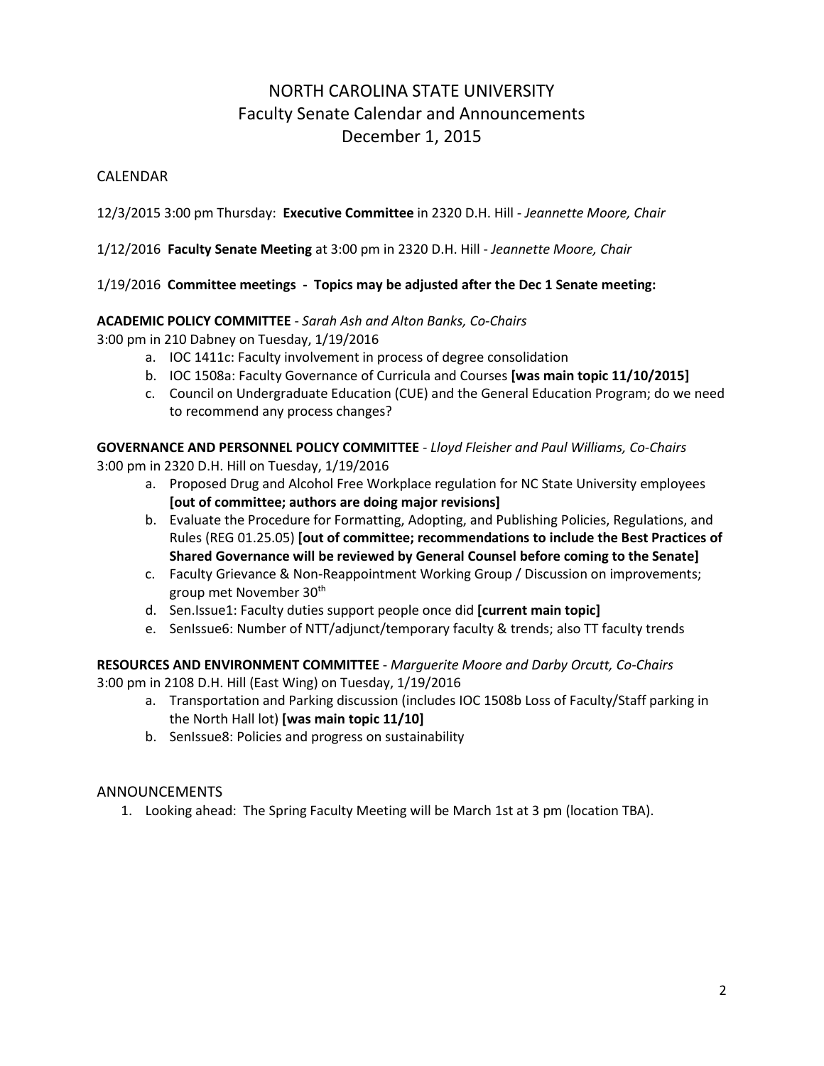# NORTH CAROLINA STATE UNIVERSITY
## Faculty Senate Calendar and Announcements
## December 1, 2015

### CALENDAR

12/3/2015 3:00 pm Thursday: **Executive Committee** in 2320 D.H. Hill - *Jeannette Moore, Chair*

1/12/2016 **Faculty Senate Meeting** at 3:00 pm in 2320 D.H. Hill - *Jeannette Moore, Chair*

1/19/2016 **Committee meetings - Topics may be adjusted after the Dec 1 Senate meeting:**

**ACADEMIC POLICY COMMITTEE** - *Sarah Ash and Alton Banks, Co-Chairs*
3:00 pm in 210 Dabney on Tuesday, 1/19/2016

a. IOC 1411c: Faculty involvement in process of degree consolidation
b. IOC 1508a: Faculty Governance of Curricula and Courses **[was main topic 11/10/2015]**
c. Council on Undergraduate Education (CUE) and the General Education Program; do we need to recommend any process changes?

**GOVERNANCE AND PERSONNEL POLICY COMMITTEE** - *Lloyd Fleisher and Paul Williams, Co-Chairs*
3:00 pm in 2320 D.H. Hill on Tuesday, 1/19/2016

a. Proposed Drug and Alcohol Free Workplace regulation for NC State University employees **[out of committee; authors are doing major revisions]**
b. Evaluate the Procedure for Formatting, Adopting, and Publishing Policies, Regulations, and Rules (REG 01.25.05) **[out of committee; recommendations to include the Best Practices of Shared Governance will be reviewed by General Counsel before coming to the Senate]**
c. Faculty Grievance & Non-Reappointment Working Group / Discussion on improvements; group met November 30th
d. Sen.Issue1: Faculty duties support people once did **[current main topic]**
e. SenIssue6: Number of NTT/adjunct/temporary faculty & trends; also TT faculty trends

**RESOURCES AND ENVIRONMENT COMMITTEE** - *Marguerite Moore and Darby Orcutt, Co-Chairs*
3:00 pm in 2108 D.H. Hill (East Wing) on Tuesday, 1/19/2016

a. Transportation and Parking discussion (includes IOC 1508b Loss of Faculty/Staff parking in the North Hall lot) **[was main topic 11/10]**
b. SenIssue8: Policies and progress on sustainability

### ANNOUNCEMENTS

1. Looking ahead: The Spring Faculty Meeting will be March 1st at 3 pm (location TBA).